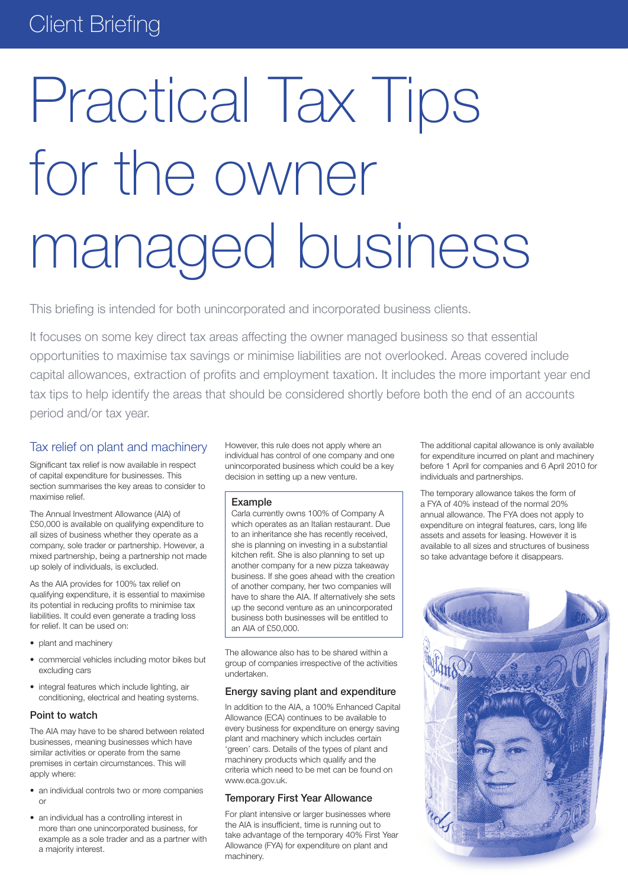Client Briefing

# Practical Tax Tips for the owner managed business

This briefing is intended for both unincorporated and incorporated business clients.

It focuses on some key direct tax areas affecting the owner managed business so that essential opportunities to maximise tax savings or minimise liabilities are not overlooked. Areas covered include capital allowances, extraction of profits and employment taxation. It includes the more important year end tax tips to help identify the areas that should be considered shortly before both the end of an accounts period and/or tax year.

## Tax relief on plant and machinery

Significant tax relief is now available in respect of capital expenditure for businesses. This section summarises the key areas to consider to maximise relief.

The Annual Investment Allowance (AIA) of £50,000 is available on qualifying expenditure to all sizes of business whether they operate as a company, sole trader or partnership. However, a mixed partnership, being a partnership not made up solely of individuals, is excluded.

As the AIA provides for 100% tax relief on qualifying expenditure, it is essential to maximise its potential in reducing profits to minimise tax liabilities. It could even generate a trading loss for relief. It can be used on:

- plant and machinery
- commercial vehicles including motor bikes but excluding cars
- integral features which include lighting, air conditioning, electrical and heating systems.

### Point to watch

The AIA may have to be shared between related businesses, meaning businesses which have similar activities or operate from the same premises in certain circumstances. This will apply where:

- an individual controls two or more companies or
- an individual has a controlling interest in more than one unincorporated business, for example as a sole trader and as a partner with a majority interest.

However, this rule does not apply where an individual has control of one company and one unincorporated business which could be a key decision in setting up a new venture.

> **Example**
>
> Carla currently owns 100% of Company A which operates as an Italian restaurant. Due to an inheritance she has recently received, she is planning on investing in a substantial kitchen refit. She is also planning to set up another company for a new pizza takeaway business. If she goes ahead with the creation of another company, her two companies will have to share the AIA. If alternatively she sets up the second venture as an unincorporated business both businesses will be entitled to an AIA of £50,000.

The allowance also has to be shared within a group of companies irrespective of the activities undertaken.

### Energy saving plant and expenditure

In addition to the AIA, a 100% Enhanced Capital Allowance (ECA) continues to be available to every business for expenditure on energy saving plant and machinery which includes certain 'green' cars. Details of the types of plant and machinery products which qualify and the criteria which need to be met can be found on www.eca.gov.uk.

### Temporary First Year Allowance

For plant intensive or larger businesses where the AIA is insufficient, time is running out to take advantage of the temporary 40% First Year Allowance (FYA) for expenditure on plant and machinery.

The additional capital allowance is only available for expenditure incurred on plant and machinery before 1 April for companies and 6 April 2010 for individuals and partnerships.

The temporary allowance takes the form of a FYA of 40% instead of the normal 20% annual allowance. The FYA does not apply to expenditure on integral features, cars, long life assets and assets for leasing. However it is available to all sizes and structures of business so take advantage before it disappears.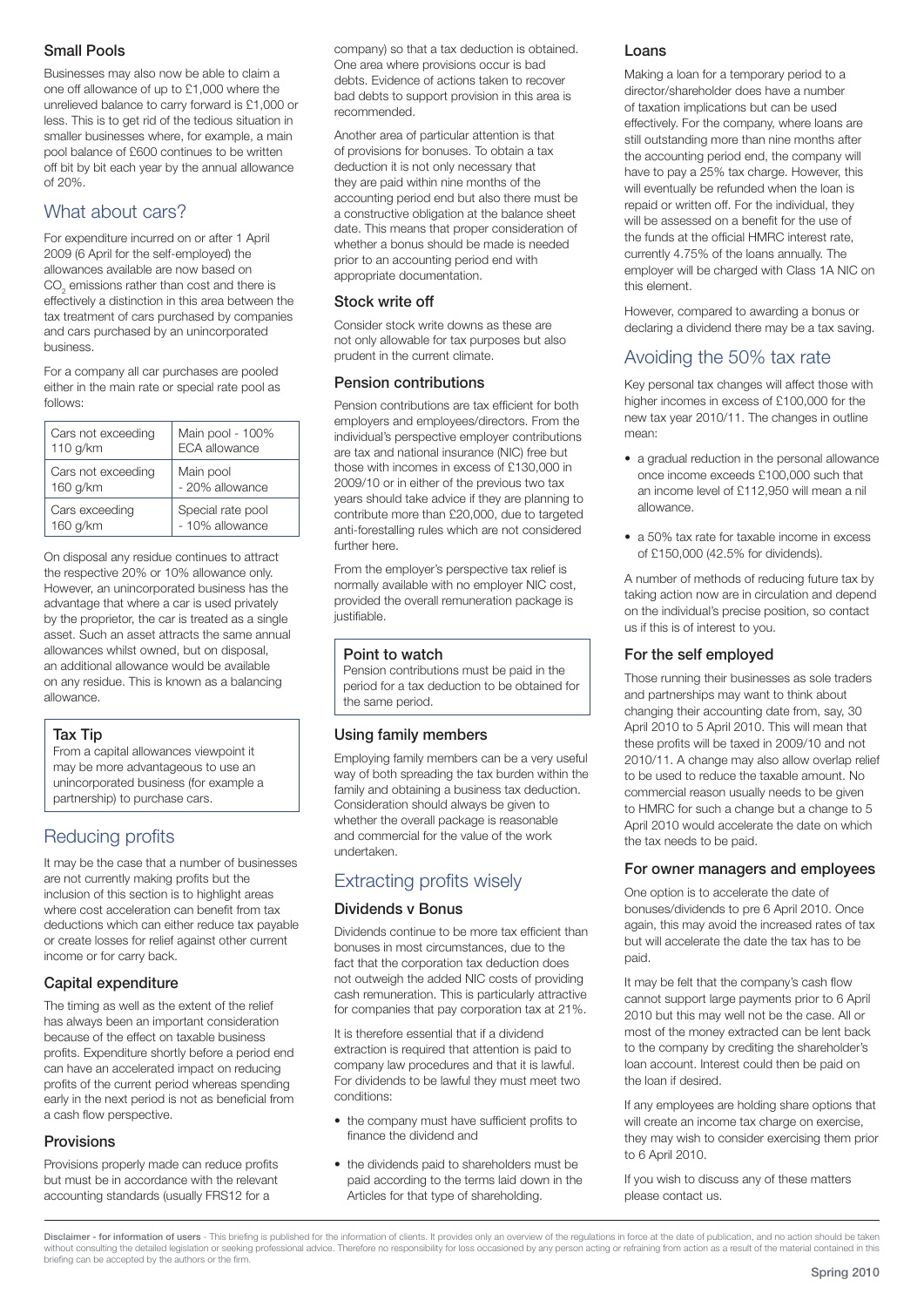### Small Pools

Businesses may also now be able to claim a one off allowance of up to £1,000 where the unrelieved balance to carry forward is £1,000 or less. This is to get rid of the tedious situation in smaller businesses where, for example, a main pool balance of £600 continues to be written off bit by bit each year by the annual allowance of 20%.

## What about cars?

For expenditure incurred on or after 1 April 2009 (6 April for the self-employed) the allowances available are now based on $CO_2$ emissions rather than cost and there is effectively a distinction in this area between the tax treatment of cars purchased by companies and cars purchased by an unincorporated business.

For a company all car purchases are pooled either in the main rate or special rate pool as follows:

| | |
|---|---|
| Cars not exceeding 110 g/km | Main pool - 100% ECA allowance |
| Cars not exceeding 160 g/km | Main pool - 20% allowance |
| Cars exceeding 160 g/km | Special rate pool - 10% allowance |

On disposal any residue continues to attract the respective 20% or 10% allowance only. However, an unincorporated business has the advantage that where a car is used privately by the proprietor, the car is treated as a single asset. Such an asset attracts the same annual allowances whilst owned, but on disposal, an additional allowance would be available on any residue. This is known as a balancing allowance.

**Tax Tip**

From a capital allowances viewpoint it may be more advantageous to use an unincorporated business (for example a partnership) to purchase cars.

## Reducing profits

It may be the case that a number of businesses are not currently making profits but the inclusion of this section is to highlight areas where cost acceleration can benefit from tax deductions which can either reduce tax payable or create losses for relief against other current income or for carry back.

### Capital expenditure

The timing as well as the extent of the relief has always been an important consideration because of the effect on taxable business profits. Expenditure shortly before a period end can have an accelerated impact on reducing profits of the current period whereas spending early in the next period is not as beneficial from a cash flow perspective.

### Provisions

Provisions properly made can reduce profits but must be in accordance with the relevant accounting standards (usually FRS12 for a company) so that a tax deduction is obtained. One area where provisions occur is bad debts. Evidence of actions taken to recover bad debts to support provision in this area is recommended.

Another area of particular attention is that of provisions for bonuses. To obtain a tax deduction it is not only necessary that they are paid within nine months of the accounting period end but also there must be a constructive obligation at the balance sheet date. This means that proper consideration of whether a bonus should be made is needed prior to an accounting period end with appropriate documentation.

### Stock write off

Consider stock write downs as these are not only allowable for tax purposes but also prudent in the current climate.

### Pension contributions

Pension contributions are tax efficient for both employers and employees/directors. From the individual's perspective employer contributions are tax and national insurance (NIC) free but those with incomes in excess of £130,000 in 2009/10 or in either of the previous two tax years should take advice if they are planning to contribute more than £20,000, due to targeted anti-forestalling rules which are not considered further here.

From the employer's perspective tax relief is normally available with no employer NIC cost, provided the overall remuneration package is justifiable.

**Point to watch**

Pension contributions must be paid in the period for a tax deduction to be obtained for the same period.

### Using family members

Employing family members can be a very useful way of both spreading the tax burden within the family and obtaining a business tax deduction. Consideration should always be given to whether the overall package is reasonable and commercial for the value of the work undertaken.

## Extracting profits wisely

### Dividends v Bonus

Dividends continue to be more tax efficient than bonuses in most circumstances, due to the fact that the corporation tax deduction does not outweigh the added NIC costs of providing cash remuneration. This is particularly attractive for companies that pay corporation tax at 21%.

It is therefore essential that if a dividend extraction is required that attention is paid to company law procedures and that it is lawful. For dividends to be lawful they must meet two conditions:

- the company must have sufficient profits to finance the dividend and
- the dividends paid to shareholders must be paid according to the terms laid down in the Articles for that type of shareholding.

### Loans

Making a loan for a temporary period to a director/shareholder does have a number of taxation implications but can be used effectively. For the company, where loans are still outstanding more than nine months after the accounting period end, the company will have to pay a 25% tax charge. However, this will eventually be refunded when the loan is repaid or written off. For the individual, they will be assessed on a benefit for the use of the funds at the official HMRC interest rate, currently 4.75% of the loans annually. The employer will be charged with Class 1A NIC on this element.

However, compared to awarding a bonus or declaring a dividend there may be a tax saving.

## Avoiding the 50% tax rate

Key personal tax changes will affect those with higher incomes in excess of £100,000 for the new tax year 2010/11. The changes in outline mean:

- a gradual reduction in the personal allowance once income exceeds £100,000 such that an income level of £112,950 will mean a nil allowance.
- a 50% tax rate for taxable income in excess of £150,000 (42.5% for dividends).

A number of methods of reducing future tax by taking action now are in circulation and depend on the individual's precise position, so contact us if this is of interest to you.

### For the self employed

Those running their businesses as sole traders and partnerships may want to think about changing their accounting date from, say, 30 April 2010 to 5 April 2010. This will mean that these profits will be taxed in 2009/10 and not 2010/11. A change may also allow overlap relief to be used to reduce the taxable amount. No commercial reason usually needs to be given to HMRC for such a change but a change to 5 April 2010 would accelerate the date on which the tax needs to be paid.

### For owner managers and employees

One option is to accelerate the date of bonuses/dividends to pre 6 April 2010. Once again, this may avoid the increased rates of tax but will accelerate the date the tax has to be paid.

It may be felt that the company's cash flow cannot support large payments prior to 6 April 2010 but this may well not be the case. All or most of the money extracted can be lent back to the company by crediting the shareholder's loan account. Interest could then be paid on the loan if desired.

If any employees are holding share options that will create an income tax charge on exercise, they may wish to consider exercising them prior to 6 April 2010.

If you wish to discuss any of these matters please contact us.

**Disclaimer - for information of users** - This briefing is published for the information of clients. It provides only an overview of the regulations in force at the date of publication, and no action should be taken without consulting the detailed legislation or seeking professional advice. Therefore no responsibility for loss occasioned by any person acting or refraining from action as a result of the material contained in this briefing can be accepted by the authors or the firm.

Spring 2010